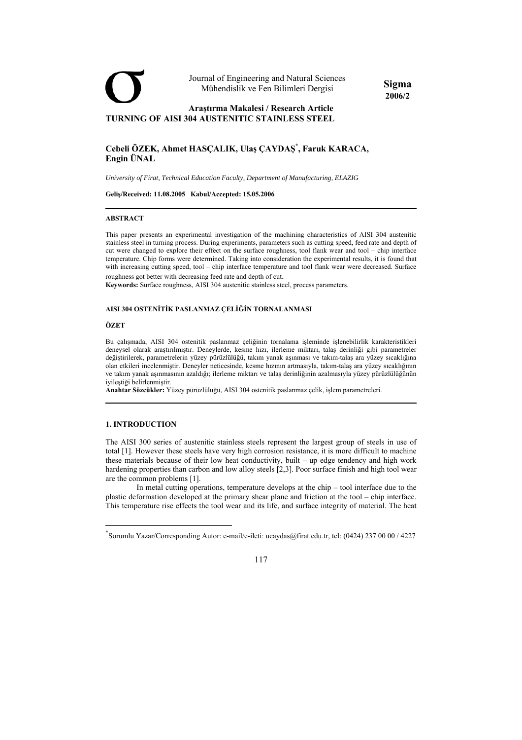Journal of Engineering and Natural Sciences
Mühendislik ve Fen Bilimleri Dergisi

**Sigma 2006/2**

**Araştırma Makalesi / Research Article**

# TURNING OF AISI 304 AUSTENITIC STAINLESS STEEL

**Cebeli ÖZEK, Ahmet HASÇALIK, Ulaş ÇAYDAŞ[*], Faruk KARACA, Engin ÜNAL**

*University of Firat, Technical Education Faculty, Department of Manufacturing, ELAZIG*

**Geliş/Received: 11.08.2005 Kabul/Accepted: 15.05.2006**

## ABSTRACT

This paper presents an experimental investigation of the machining characteristics of AISI 304 austenitic stainless steel in turning process. During experiments, parameters such as cutting speed, feed rate and depth of cut were changed to explore their effect on the surface roughness, tool flank wear and tool – chip interface temperature. Chip forms were determined. Taking into consideration the experimental results, it is found that with increasing cutting speed, tool – chip interface temperature and tool flank wear were decreased. Surface roughness got better with decreasing feed rate and depth of cut.

**Keywords:** Surface roughness, AISI 304 austenitic stainless steel, process parameters.

## AISI 304 OSTENİTİK PASLANMAZ ÇELİĞİN TORNALANMASI

## ÖZET

Bu çalışmada, AISI 304 ostenitik paslanmaz çeliğinin tornalama işleminde işlenebilirlik karakteristikleri deneysel olarak araştırılmıştır. Deneylerde, kesme hızı, ilerleme miktarı, talaş derinliği gibi parametreler değiştirilerek, parametrelerin yüzey pürüzlülüğü, takım yanak aşınması ve takım-talaş ara yüzey sıcaklığına olan etkileri incelenmiştir. Deneyler neticesinde, kesme hızının artmasıyla, takım-talaş ara yüzey sıcaklığının ve takım yanak aşınmasının azaldığı; ilerleme miktarı ve talaş derinliğinin azalmasıyla yüzey pürüzlülüğünün iyileştiği belirlenmiştir.

**Anahtar Sözcükler:** Yüzey pürüzlülüğü, AISI 304 ostenitik paslanmaz çelik, işlem parametreleri.

## 1. INTRODUCTION

The AISI 300 series of austenitic stainless steels represent the largest group of steels in use of total [1]. However these steels have very high corrosion resistance, it is more difficult to machine these materials because of their low heat conductivity, built – up edge tendency and high work hardening properties than carbon and low alloy steels [2,3]. Poor surface finish and high tool wear are the common problems [1].

In metal cutting operations, temperature develops at the chip – tool interface due to the plastic deformation developed at the primary shear plane and friction at the tool – chip interface. This temperature rise effects the tool wear and its life, and surface integrity of material. The heat

[*] Sorumlu Yazar/Corresponding Autor: e-mail/e-ileti: ucaydas@firat.edu.tr, tel: (0424) 237 00 00 / 4227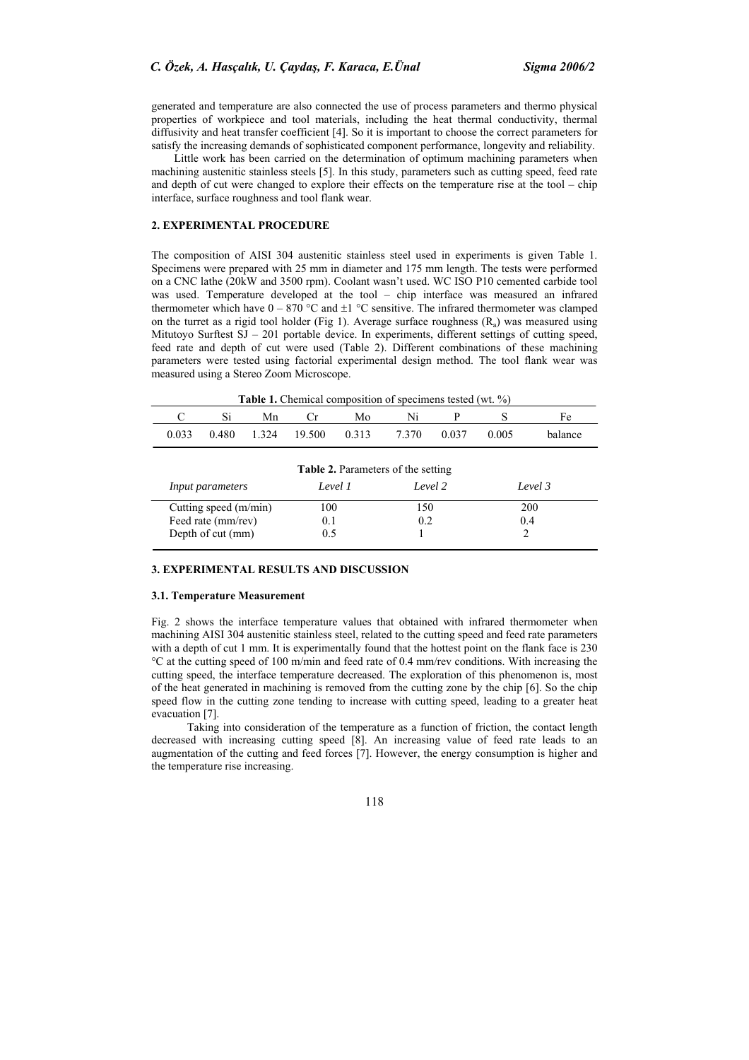generated and temperature are also connected the use of process parameters and thermo physical properties of workpiece and tool materials, including the heat thermal conductivity, thermal diffusivity and heat transfer coefficient [4]. So it is important to choose the correct parameters for satisfy the increasing demands of sophisticated component performance, longevity and reliability.

Little work has been carried on the determination of optimum machining parameters when machining austenitic stainless steels [5]. In this study, parameters such as cutting speed, feed rate and depth of cut were changed to explore their effects on the temperature rise at the tool – chip interface, surface roughness and tool flank wear.

## 2. EXPERIMENTAL PROCEDURE

The composition of AISI 304 austenitic stainless steel used in experiments is given Table 1. Specimens were prepared with 25 mm in diameter and 175 mm length. The tests were performed on a CNC lathe (20kW and 3500 rpm). Coolant wasn't used. WC ISO P10 cemented carbide tool was used. Temperature developed at the tool – chip interface was measured an infrared thermometer which have 0 – 870 °C and ±1 °C sensitive. The infrared thermometer was clamped on the turret as a rigid tool holder (Fig 1). Average surface roughness ($R_a$) was measured using Mitutoyo Surftest SJ – 201 portable device. In experiments, different settings of cutting speed, feed rate and depth of cut were used (Table 2). Different combinations of these machining parameters were tested using factorial experimental design method. The tool flank wear was measured using a Stereo Zoom Microscope.

**Table 1.** Chemical composition of specimens tested (wt. %)

| C | Si | Mn | Cr | Mo | Ni | P | S | Fe |
|---|---|---|---|---|---|---|---|---|
| 0.033 | 0.480 | 1.324 | 19.500 | 0.313 | 7.370 | 0.037 | 0.005 | balance |

**Table 2.** Parameters of the setting

| *Input parameters* | *Level 1* | *Level 2* | *Level 3* |
|---|---|---|---|
| Cutting speed (m/min) | 100 | 150 | 200 |
| Feed rate (mm/rev) | 0.1 | 0.2 | 0.4 |
| Depth of cut (mm) | 0.5 | 1 | 2 |

## 3. EXPERIMENTAL RESULTS AND DISCUSSION

### 3.1. Temperature Measurement

Fig. 2 shows the interface temperature values that obtained with infrared thermometer when machining AISI 304 austenitic stainless steel, related to the cutting speed and feed rate parameters with a depth of cut 1 mm. It is experimentally found that the hottest point on the flank face is 230 °C at the cutting speed of 100 m/min and feed rate of 0.4 mm/rev conditions. With increasing the cutting speed, the interface temperature decreased. The exploration of this phenomenon is, most of the heat generated in machining is removed from the cutting zone by the chip [6]. So the chip speed flow in the cutting zone tending to increase with cutting speed, leading to a greater heat evacuation [7].

Taking into consideration of the temperature as a function of friction, the contact length decreased with increasing cutting speed [8]. An increasing value of feed rate leads to an augmentation of the cutting and feed forces [7]. However, the energy consumption is higher and the temperature rise increasing.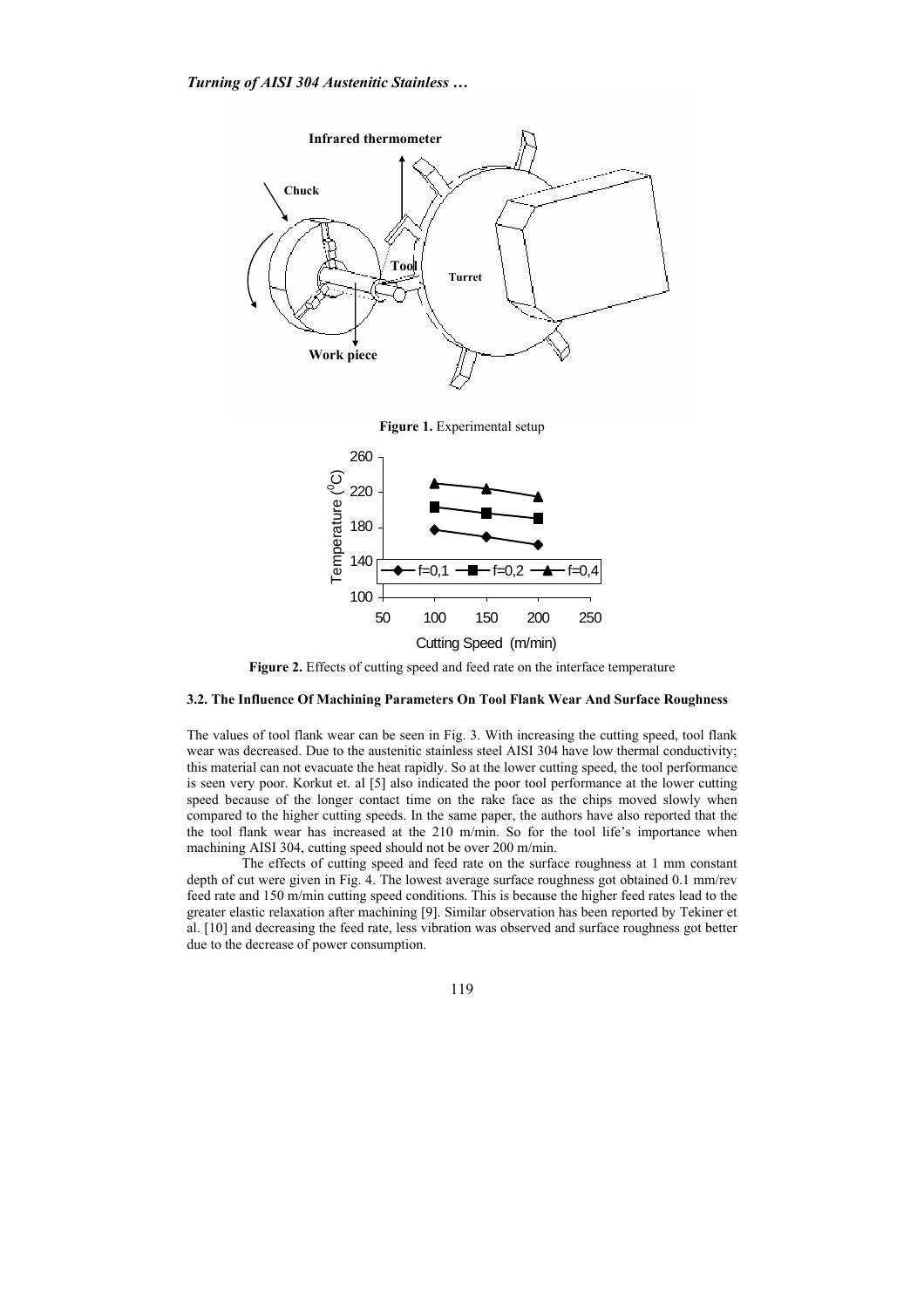**Figure 1.** Experimental setup

**Figure 2.** Effects of cutting speed and feed rate on the interface temperature

### 3.2. The Influence Of Machining Parameters On Tool Flank Wear And Surface Roughness

The values of tool flank wear can be seen in Fig. 3. With increasing the cutting speed, tool flank wear was decreased. Due to the austenitic stainless steel AISI 304 have low thermal conductivity; this material can not evacuate the heat rapidly. So at the lower cutting speed, the tool performance is seen very poor. Korkut et. al [5] also indicated the poor tool performance at the lower cutting speed because of the longer contact time on the rake face as the chips moved slowly when compared to the higher cutting speeds. In the same paper, the authors have also reported that the the tool flank wear has increased at the 210 m/min. So for the tool life's importance when machining AISI 304, cutting speed should not be over 200 m/min.

The effects of cutting speed and feed rate on the surface roughness at 1 mm constant depth of cut were given in Fig. 4. The lowest average surface roughness got obtained 0.1 mm/rev feed rate and 150 m/min cutting speed conditions. This is because the higher feed rates lead to the greater elastic relaxation after machining [9]. Similar observation has been reported by Tekiner et al. [10] and decreasing the feed rate, less vibration was observed and surface roughness got better due to the decrease of power consumption.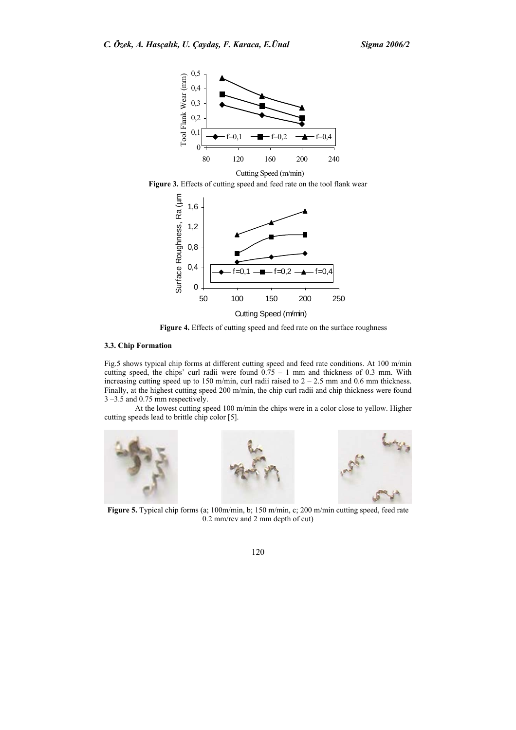**Figure 3.** Effects of cutting speed and feed rate on the tool flank wear

**Figure 4.** Effects of cutting speed and feed rate on the surface roughness

### 3.3. Chip Formation

Fig.5 shows typical chip forms at different cutting speed and feed rate conditions. At 100 m/min cutting speed, the chips' curl radii were found 0.75 – 1 mm and thickness of 0.3 mm. With increasing cutting speed up to 150 m/min, curl radii raised to 2 – 2.5 mm and 0.6 mm thickness. Finally, at the highest cutting speed 200 m/min, the chip curl radii and chip thickness were found 3 –3.5 and 0.75 mm respectively.

At the lowest cutting speed 100 m/min the chips were in a color close to yellow. Higher cutting speeds lead to brittle chip color [5].

**Figure 5.** Typical chip forms (a; 100m/min, b; 150 m/min, c; 200 m/min cutting speed, feed rate 0.2 mm/rev and 2 mm depth of cut)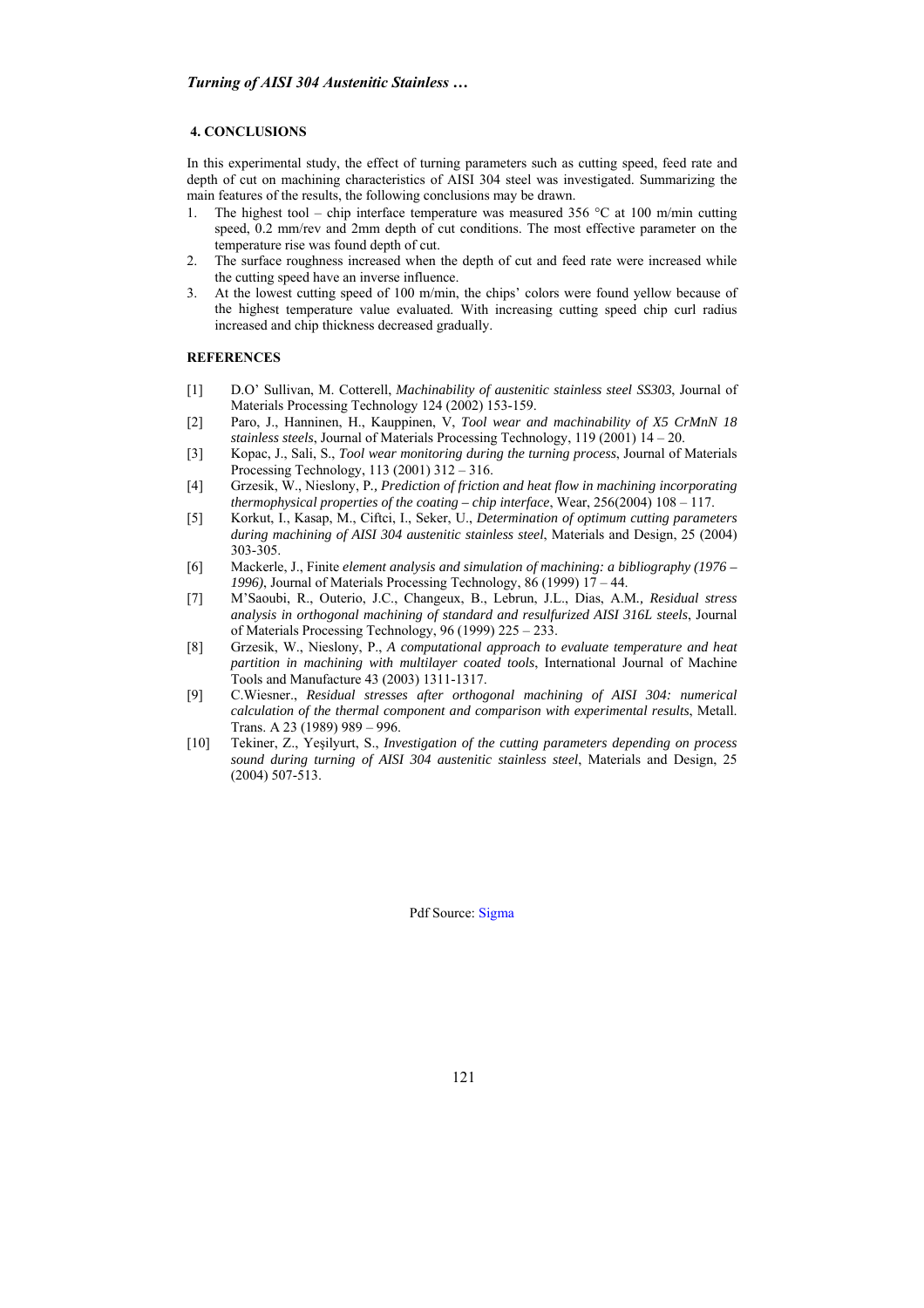## 4. CONCLUSIONS

In this experimental study, the effect of turning parameters such as cutting speed, feed rate and depth of cut on machining characteristics of AISI 304 steel was investigated. Summarizing the main features of the results, the following conclusions may be drawn.

1. The highest tool – chip interface temperature was measured 356 °C at 100 m/min cutting speed, 0.2 mm/rev and 2mm depth of cut conditions. The most effective parameter on the temperature rise was found depth of cut.
2. The surface roughness increased when the depth of cut and feed rate were increased while the cutting speed have an inverse influence.
3. At the lowest cutting speed of 100 m/min, the chips' colors were found yellow because of the highest temperature value evaluated. With increasing cutting speed chip curl radius increased and chip thickness decreased gradually.

## REFERENCES

[1] D.O' Sullivan, M. Cotterell, *Machinability of austenitic stainless steel SS303*, Journal of Materials Processing Technology 124 (2002) 153-159.

[2] Paro, J., Hanninen, H., Kauppinen, V, *Tool wear and machinability of X5 CrMnN 18 stainless steels*, Journal of Materials Processing Technology, 119 (2001) 14 – 20.

[3] Kopac, J., Sali, S., *Tool wear monitoring during the turning process*, Journal of Materials Processing Technology, 113 (2001) 312 – 316.

[4] Grzesik, W., Nieslony, P., *Prediction of friction and heat flow in machining incorporating thermophysical properties of the coating – chip interface*, Wear, 256(2004) 108 – 117.

[5] Korkut, I., Kasap, M., Ciftci, I., Seker, U., *Determination of optimum cutting parameters during machining of AISI 304 austenitic stainless steel*, Materials and Design, 25 (2004) 303-305.

[6] Mackerle, J., Finite *element analysis and simulation of machining: a bibliography (1976 – 1996)*, Journal of Materials Processing Technology, 86 (1999) 17 – 44.

[7] M'Saoubi, R., Outerio, J.C., Changeux, B., Lebrun, J.L., Dias, A.M., *Residual stress analysis in orthogonal machining of standard and resulfurized AISI 316L steels*, Journal of Materials Processing Technology, 96 (1999) 225 – 233.

[8] Grzesik, W., Nieslony, P., *A computational approach to evaluate temperature and heat partition in machining with multilayer coated tools*, International Journal of Machine Tools and Manufacture 43 (2003) 1311-1317.

[9] C.Wiesner., *Residual stresses after orthogonal machining of AISI 304: numerical calculation of the thermal component and comparison with experimental results*, Metall. Trans. A 23 (1989) 989 – 996.

[10] Tekiner, Z., Yeşilyurt, S., *Investigation of the cutting parameters depending on process sound during turning of AISI 304 austenitic stainless steel*, Materials and Design, 25 (2004) 507-513.

Pdf Source: Sigma